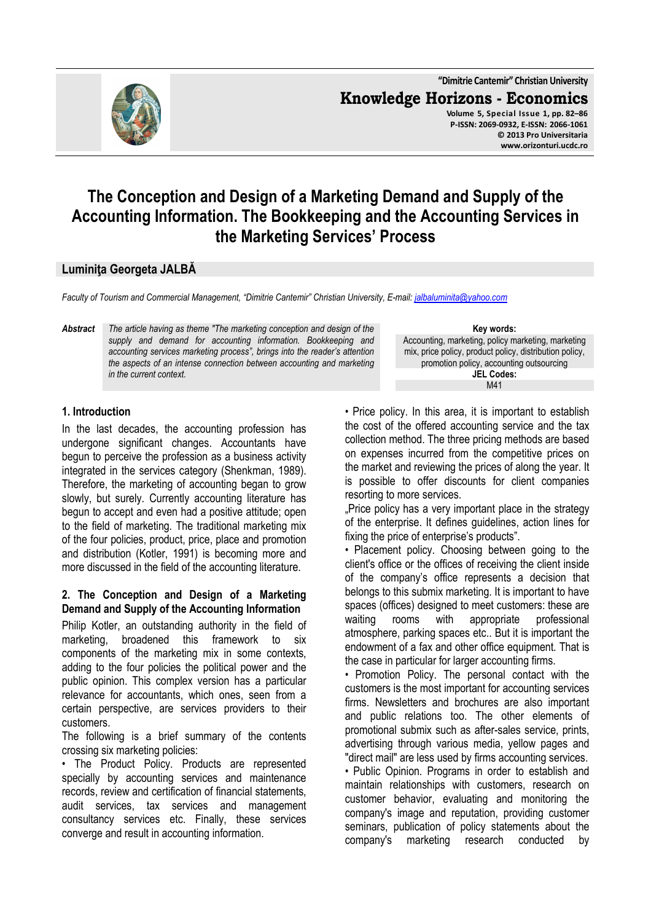# The Conception and Design of a Marketing Demand and Supply of the Accounting Information. The Bookkeeping and the Accounting Services in the Marketing Services' Process

## Luminiţa Georgeta JALBĂ

*Faculty of Tourism and Commercial Management, "Dimitrie Cantemir" Christian University, E-mail: jalbaluminita@yahoo.com*

***Abstract*** *The article having as theme "The marketing conception and design of the supply and demand for accounting information. Bookkeeping and accounting services marketing process", brings into the reader's attention the aspects of an intense connection between accounting and marketing in the current context.*

**Key words:**
Accounting, marketing, policy marketing, marketing mix, price policy, product policy, distribution policy, promotion policy, accounting outsourcing

**JEL Codes:**
M41

### 1. Introduction

In the last decades, the accounting profession has undergone significant changes. Accountants have begun to perceive the profession as a business activity integrated in the services category (Shenkman, 1989). Therefore, the marketing of accounting began to grow slowly, but surely. Currently accounting literature has begun to accept and even had a positive attitude; open to the field of marketing. The traditional marketing mix of the four policies, product, price, place and promotion and distribution (Kotler, 1991) is becoming more and more discussed in the field of the accounting literature.

### 2. The Conception and Design of a Marketing Demand and Supply of the Accounting Information

Philip Kotler, an outstanding authority in the field of marketing, broadened this framework to six components of the marketing mix in some contexts, adding to the four policies the political power and the public opinion. This complex version has a particular relevance for accountants, which ones, seen from a certain perspective, are services providers to their customers.

The following is a brief summary of the contents crossing six marketing policies:

• The Product Policy. Products are represented specially by accounting services and maintenance records, review and certification of financial statements, audit services, tax services and management consultancy services etc. Finally, these services converge and result in accounting information.

• Price policy. In this area, it is important to establish the cost of the offered accounting service and the tax collection method. The three pricing methods are based on expenses incurred from the competitive prices on the market and reviewing the prices of along the year. It is possible to offer discounts for client companies resorting to more services.

„Price policy has a very important place in the strategy of the enterprise. It defines guidelines, action lines for fixing the price of enterprise's products".

• Placement policy. Choosing between going to the client's office or the offices of receiving the client inside of the company's office represents a decision that belongs to this submix marketing. It is important to have spaces (offices) designed to meet customers: these are waiting rooms with appropriate professional atmosphere, parking spaces etc.. But it is important the endowment of a fax and other office equipment. That is the case in particular for larger accounting firms.

• Promotion Policy. The personal contact with the customers is the most important for accounting services firms. Newsletters and brochures are also important and public relations too. The other elements of promotional submix such as after-sales service, prints, advertising through various media, yellow pages and "direct mail" are less used by firms accounting services.

• Public Opinion. Programs in order to establish and maintain relationships with customers, research on customer behavior, evaluating and monitoring the company's image and reputation, providing customer seminars, publication of policy statements about the company's marketing research conducted by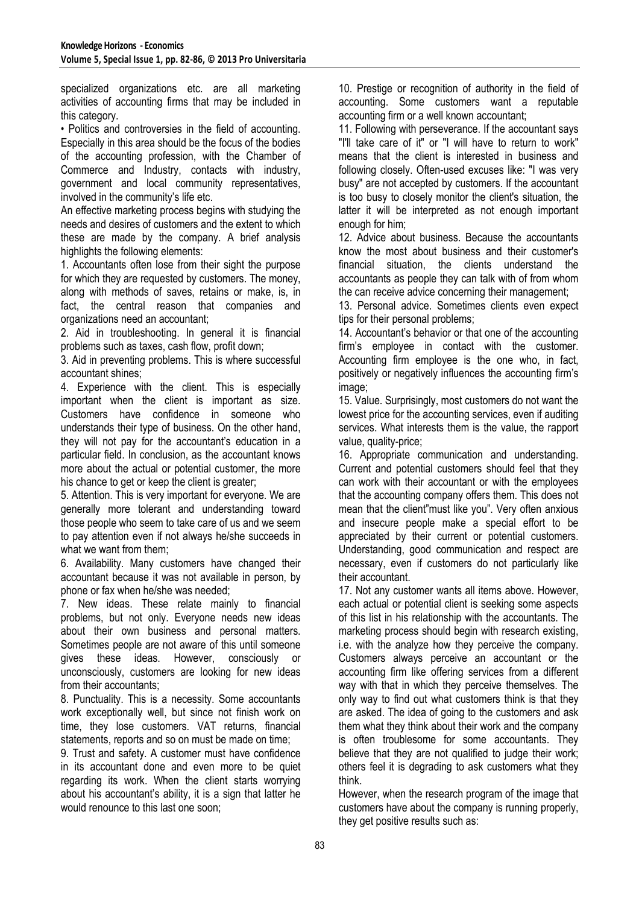specialized organizations etc. are all marketing activities of accounting firms that may be included in this category.

• Politics and controversies in the field of accounting. Especially in this area should be the focus of the bodies of the accounting profession, with the Chamber of Commerce and Industry, contacts with industry, government and local community representatives, involved in the community's life etc.

An effective marketing process begins with studying the needs and desires of customers and the extent to which these are made by the company. A brief analysis highlights the following elements:

1. Accountants often lose from their sight the purpose for which they are requested by customers. The money, along with methods of saves, retains or make, is, in fact, the central reason that companies and organizations need an accountant;
2. Aid in troubleshooting. In general it is financial problems such as taxes, cash flow, profit down;
3. Aid in preventing problems. This is where successful accountant shines;
4. Experience with the client. This is especially important when the client is important as size. Customers have confidence in someone who understands their type of business. On the other hand, they will not pay for the accountant's education in a particular field. In conclusion, as the accountant knows more about the actual or potential customer, the more his chance to get or keep the client is greater;
5. Attention. This is very important for everyone. We are generally more tolerant and understanding toward those people who seem to take care of us and we seem to pay attention even if not always he/she succeeds in what we want from them;
6. Availability. Many customers have changed their accountant because it was not available in person, by phone or fax when he/she was needed;
7. New ideas. These relate mainly to financial problems, but not only. Everyone needs new ideas about their own business and personal matters. Sometimes people are not aware of this until someone gives these ideas. However, consciously or unconsciously, customers are looking for new ideas from their accountants;
8. Punctuality. This is a necessity. Some accountants work exceptionally well, but since not finish work on time, they lose customers. VAT returns, financial statements, reports and so on must be made on time;
9. Trust and safety. A customer must have confidence in its accountant done and even more to be quiet regarding its work. When the client starts worrying about his accountant's ability, it is a sign that latter he would renounce to this last one soon;
10. Prestige or recognition of authority in the field of accounting. Some customers want a reputable accounting firm or a well known accountant;
11. Following with perseverance. If the accountant says "I'll take care of it" or "I will have to return to work" means that the client is interested in business and following closely. Often-used excuses like: "I was very busy" are not accepted by customers. If the accountant is too busy to closely monitor the client's situation, the latter it will be interpreted as not enough important enough for him;
12. Advice about business. Because the accountants know the most about business and their customer's financial situation, the clients understand the accountants as people they can talk with of from whom the can receive advice concerning their management;
13. Personal advice. Sometimes clients even expect tips for their personal problems;
14. Accountant's behavior or that one of the accounting firm's employee in contact with the customer. Accounting firm employee is the one who, in fact, positively or negatively influences the accounting firm's image;
15. Value. Surprisingly, most customers do not want the lowest price for the accounting services, even if auditing services. What interests them is the value, the rapport value, quality-price;
16. Appropriate communication and understanding. Current and potential customers should feel that they can work with their accountant or with the employees that the accounting company offers them. This does not mean that the client"must like you". Very often anxious and insecure people make a special effort to be appreciated by their current or potential customers. Understanding, good communication and respect are necessary, even if customers do not particularly like their accountant.
17. Not any customer wants all items above. However, each actual or potential client is seeking some aspects of this list in his relationship with the accountants. The marketing process should begin with research existing, i.e. with the analyze how they perceive the company. Customers always perceive an accountant or the accounting firm like offering services from a different way with that in which they perceive themselves. The only way to find out what customers think is that they are asked. The idea of going to the customers and ask them what they think about their work and the company is often troublesome for some accountants. They believe that they are not qualified to judge their work; others feel it is degrading to ask customers what they think.

However, when the research program of the image that customers have about the company is running properly, they get positive results such as: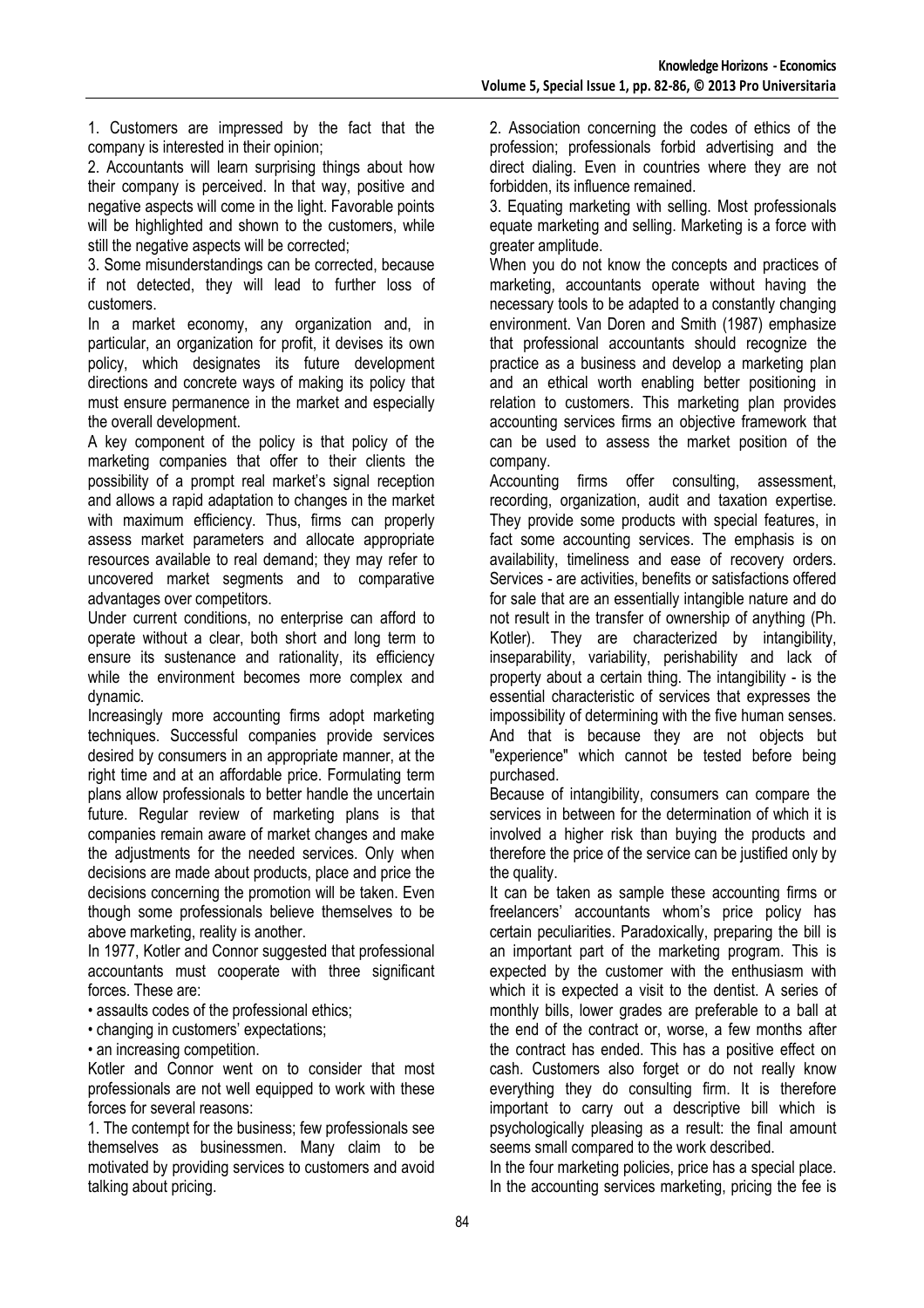1. Customers are impressed by the fact that the company is interested in their opinion;
2. Accountants will learn surprising things about how their company is perceived. In that way, positive and negative aspects will come in the light. Favorable points will be highlighted and shown to the customers, while still the negative aspects will be corrected;
3. Some misunderstandings can be corrected, because if not detected, they will lead to further loss of customers.

In a market economy, any organization and, in particular, an organization for profit, it devises its own policy, which designates its future development directions and concrete ways of making its policy that must ensure permanence in the market and especially the overall development.

A key component of the policy is that policy of the marketing companies that offer to their clients the possibility of a prompt real market's signal reception and allows a rapid adaptation to changes in the market with maximum efficiency. Thus, firms can properly assess market parameters and allocate appropriate resources available to real demand; they may refer to uncovered market segments and to comparative advantages over competitors.

Under current conditions, no enterprise can afford to operate without a clear, both short and long term to ensure its sustenance and rationality, its efficiency while the environment becomes more complex and dynamic.

Increasingly more accounting firms adopt marketing techniques. Successful companies provide services desired by consumers in an appropriate manner, at the right time and at an affordable price. Formulating term plans allow professionals to better handle the uncertain future. Regular review of marketing plans is that companies remain aware of market changes and make the adjustments for the needed services. Only when decisions are made about products, place and price the decisions concerning the promotion will be taken. Even though some professionals believe themselves to be above marketing, reality is another.

In 1977, Kotler and Connor suggested that professional accountants must cooperate with three significant forces. These are:

- assaults codes of the professional ethics;
- changing in customers' expectations;
- an increasing competition.

Kotler and Connor went on to consider that most professionals are not well equipped to work with these forces for several reasons:

1. The contempt for the business; few professionals see themselves as businessmen. Many claim to be motivated by providing services to customers and avoid talking about pricing.
2. Association concerning the codes of ethics of the profession; professionals forbid advertising and the direct dialing. Even in countries where they are not forbidden, its influence remained.
3. Equating marketing with selling. Most professionals equate marketing and selling. Marketing is a force with greater amplitude.

When you do not know the concepts and practices of marketing, accountants operate without having the necessary tools to be adapted to a constantly changing environment. Van Doren and Smith (1987) emphasize that professional accountants should recognize the practice as a business and develop a marketing plan and an ethical worth enabling better positioning in relation to customers. This marketing plan provides accounting services firms an objective framework that can be used to assess the market position of the company.

Accounting firms offer consulting, assessment, recording, organization, audit and taxation expertise. They provide some products with special features, in fact some accounting services. The emphasis is on availability, timeliness and ease of recovery orders.

Services - are activities, benefits or satisfactions offered for sale that are an essentially intangible nature and do not result in the transfer of ownership of anything (Ph. Kotler). They are characterized by intangibility, inseparability, variability, perishability and lack of property about a certain thing. The intangibility - is the essential characteristic of services that expresses the impossibility of determining with the five human senses. And that is because they are not objects but "experience" which cannot be tested before being purchased.

Because of intangibility, consumers can compare the services in between for the determination of which it is involved a higher risk than buying the products and therefore the price of the service can be justified only by the quality.

It can be taken as sample these accounting firms or freelancers' accountants whom's price policy has certain peculiarities. Paradoxically, preparing the bill is an important part of the marketing program. This is expected by the customer with the enthusiasm with which it is expected a visit to the dentist. A series of monthly bills, lower grades are preferable to a ball at the end of the contract or, worse, a few months after the contract has ended. This has a positive effect on cash. Customers also forget or do not really know everything they do consulting firm. It is therefore important to carry out a descriptive bill which is psychologically pleasing as a result: the final amount seems small compared to the work described.

In the four marketing policies, price has a special place. In the accounting services marketing, pricing the fee is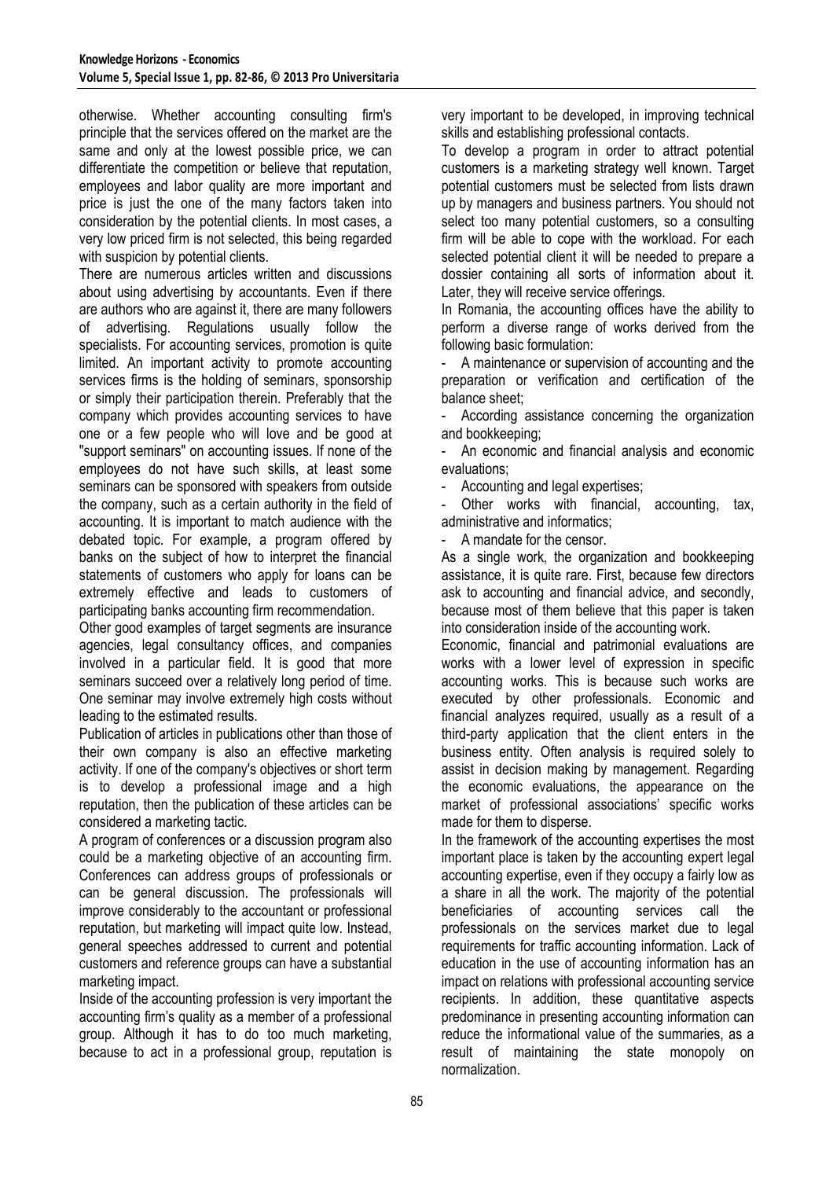otherwise. Whether accounting consulting firm's principle that the services offered on the market are the same and only at the lowest possible price, we can differentiate the competition or believe that reputation, employees and labor quality are more important and price is just the one of the many factors taken into consideration by the potential clients. In most cases, a very low priced firm is not selected, this being regarded with suspicion by potential clients.

There are numerous articles written and discussions about using advertising by accountants. Even if there are authors who are against it, there are many followers of advertising. Regulations usually follow the specialists. For accounting services, promotion is quite limited. An important activity to promote accounting services firms is the holding of seminars, sponsorship or simply their participation therein. Preferably that the company which provides accounting services to have one or a few people who will love and be good at "support seminars" on accounting issues. If none of the employees do not have such skills, at least some seminars can be sponsored with speakers from outside the company, such as a certain authority in the field of accounting. It is important to match audience with the debated topic. For example, a program offered by banks on the subject of how to interpret the financial statements of customers who apply for loans can be extremely effective and leads to customers of participating banks accounting firm recommendation.

Other good examples of target segments are insurance agencies, legal consultancy offices, and companies involved in a particular field. It is good that more seminars succeed over a relatively long period of time. One seminar may involve extremely high costs without leading to the estimated results.

Publication of articles in publications other than those of their own company is also an effective marketing activity. If one of the company's objectives or short term is to develop a professional image and a high reputation, then the publication of these articles can be considered a marketing tactic.

A program of conferences or a discussion program also could be a marketing objective of an accounting firm. Conferences can address groups of professionals or can be general discussion. The professionals will improve considerably to the accountant or professional reputation, but marketing will impact quite low. Instead, general speeches addressed to current and potential customers and reference groups can have a substantial marketing impact.

Inside of the accounting profession is very important the accounting firm's quality as a member of a professional group. Although it has to do too much marketing, because to act in a professional group, reputation is very important to be developed, in improving technical skills and establishing professional contacts.

To develop a program in order to attract potential customers is a marketing strategy well known. Target potential customers must be selected from lists drawn up by managers and business partners. You should not select too many potential customers, so a consulting firm will be able to cope with the workload. For each selected potential client it will be needed to prepare a dossier containing all sorts of information about it. Later, they will receive service offerings.

In Romania, the accounting offices have the ability to perform a diverse range of works derived from the following basic formulation:

- A maintenance or supervision of accounting and the preparation or verification and certification of the balance sheet;
- According assistance concerning the organization and bookkeeping;
- An economic and financial analysis and economic evaluations;
- Accounting and legal expertises;
- Other works with financial, accounting, tax, administrative and informatics;
- A mandate for the censor.

As a single work, the organization and bookkeeping assistance, it is quite rare. First, because few directors ask to accounting and financial advice, and secondly, because most of them believe that this paper is taken into consideration inside of the accounting work.

Economic, financial and patrimonial evaluations are works with a lower level of expression in specific accounting works. This is because such works are executed by other professionals. Economic and financial analyzes required, usually as a result of a third-party application that the client enters in the business entity. Often analysis is required solely to assist in decision making by management. Regarding the economic evaluations, the appearance on the market of professional associations' specific works made for them to disperse.

In the framework of the accounting expertises the most important place is taken by the accounting expert legal accounting expertise, even if they occupy a fairly low as a share in all the work. The majority of the potential beneficiaries of accounting services call the professionals on the services market due to legal requirements for traffic accounting information. Lack of education in the use of accounting information has an impact on relations with professional accounting service recipients. In addition, these quantitative aspects predominance in presenting accounting information can reduce the informational value of the summaries, as a result of maintaining the state monopoly on normalization.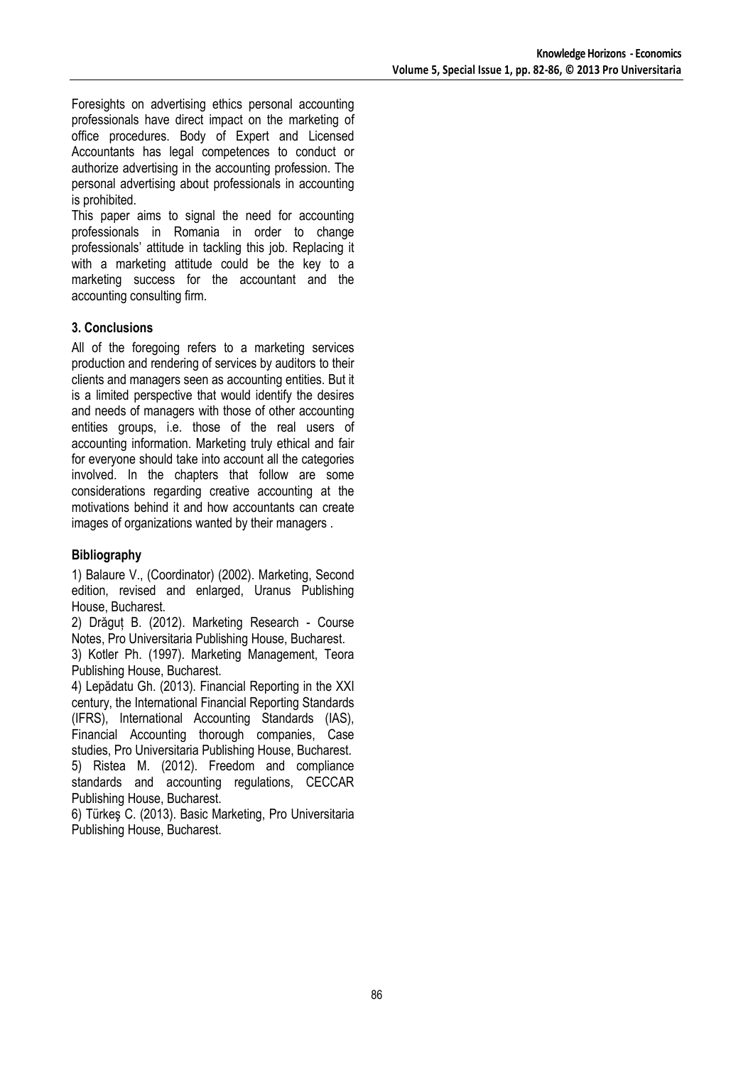Foresights on advertising ethics personal accounting professionals have direct impact on the marketing of office procedures. Body of Expert and Licensed Accountants has legal competences to conduct or authorize advertising in the accounting profession. The personal advertising about professionals in accounting is prohibited.

This paper aims to signal the need for accounting professionals in Romania in order to change professionals' attitude in tackling this job. Replacing it with a marketing attitude could be the key to a marketing success for the accountant and the accounting consulting firm.

### 3. Conclusions

All of the foregoing refers to a marketing services production and rendering of services by auditors to their clients and managers seen as accounting entities. But it is a limited perspective that would identify the desires and needs of managers with those of other accounting entities groups, i.e. those of the real users of accounting information. Marketing truly ethical and fair for everyone should take into account all the categories involved. In the chapters that follow are some considerations regarding creative accounting at the motivations behind it and how accountants can create images of organizations wanted by their managers .

### Bibliography

1) Balaure V., (Coordinator) (2002). Marketing, Second edition, revised and enlarged, Uranus Publishing House, Bucharest.

2) Drăguț B. (2012). Marketing Research - Course Notes, Pro Universitaria Publishing House, Bucharest.

3) Kotler Ph. (1997). Marketing Management, Teora Publishing House, Bucharest.

4) Lepădatu Gh. (2013). Financial Reporting in the XXI century, the International Financial Reporting Standards (IFRS), International Accounting Standards (IAS), Financial Accounting thorough companies, Case studies, Pro Universitaria Publishing House, Bucharest.

5) Ristea M. (2012). Freedom and compliance standards and accounting regulations, CECCAR Publishing House, Bucharest.

6) Türkeş C. (2013). Basic Marketing, Pro Universitaria Publishing House, Bucharest.